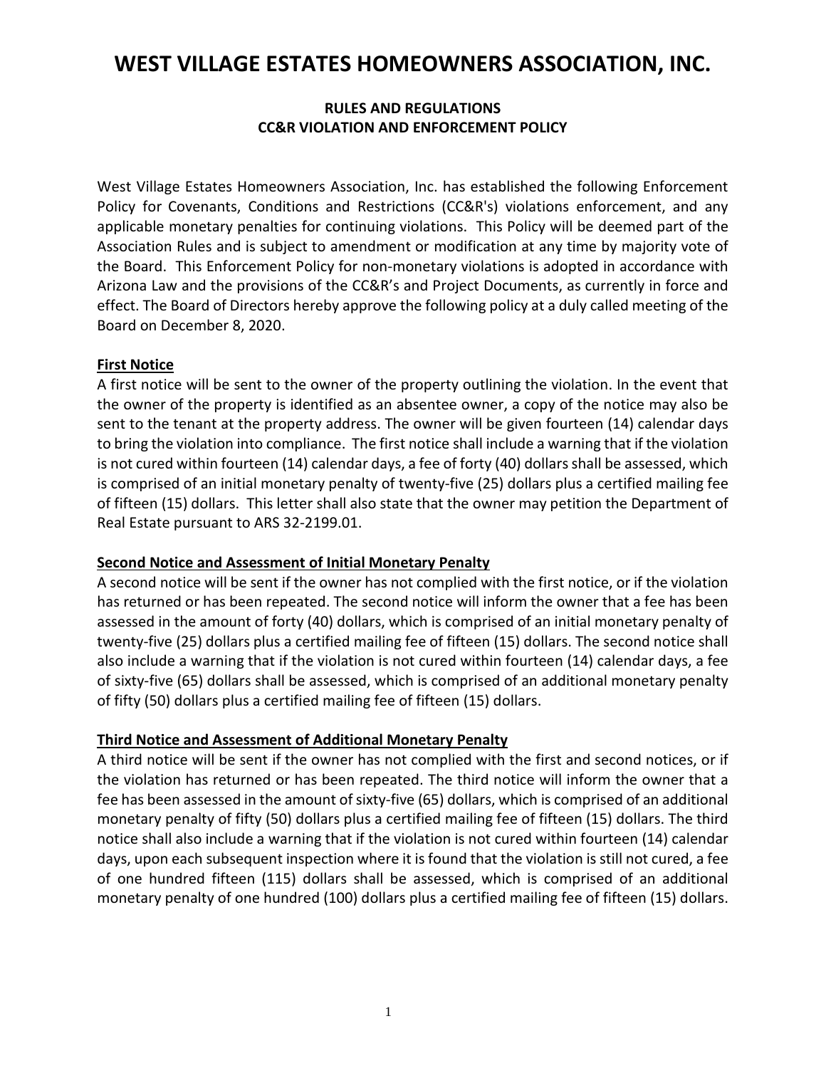# WEST VILLAGE ESTATES HOMEOWNERS ASSOCIATION, INC.

**RULES AND REGULATIONS**
**CC&R VIOLATION AND ENFORCEMENT POLICY**

West Village Estates Homeowners Association, Inc. has established the following Enforcement Policy for Covenants, Conditions and Restrictions (CC&R's) violations enforcement, and any applicable monetary penalties for continuing violations. This Policy will be deemed part of the Association Rules and is subject to amendment or modification at any time by majority vote of the Board. This Enforcement Policy for non-monetary violations is adopted in accordance with Arizona Law and the provisions of the CC&R's and Project Documents, as currently in force and effect. The Board of Directors hereby approve the following policy at a duly called meeting of the Board on December 8, 2020.

**First Notice**

A first notice will be sent to the owner of the property outlining the violation. In the event that the owner of the property is identified as an absentee owner, a copy of the notice may also be sent to the tenant at the property address. The owner will be given fourteen (14) calendar days to bring the violation into compliance. The first notice shall include a warning that if the violation is not cured within fourteen (14) calendar days, a fee of forty (40) dollars shall be assessed, which is comprised of an initial monetary penalty of twenty-five (25) dollars plus a certified mailing fee of fifteen (15) dollars. This letter shall also state that the owner may petition the Department of Real Estate pursuant to ARS 32-2199.01.

**Second Notice and Assessment of Initial Monetary Penalty**

A second notice will be sent if the owner has not complied with the first notice, or if the violation has returned or has been repeated. The second notice will inform the owner that a fee has been assessed in the amount of forty (40) dollars, which is comprised of an initial monetary penalty of twenty-five (25) dollars plus a certified mailing fee of fifteen (15) dollars. The second notice shall also include a warning that if the violation is not cured within fourteen (14) calendar days, a fee of sixty-five (65) dollars shall be assessed, which is comprised of an additional monetary penalty of fifty (50) dollars plus a certified mailing fee of fifteen (15) dollars.

**Third Notice and Assessment of Additional Monetary Penalty**

A third notice will be sent if the owner has not complied with the first and second notices, or if the violation has returned or has been repeated. The third notice will inform the owner that a fee has been assessed in the amount of sixty-five (65) dollars, which is comprised of an additional monetary penalty of fifty (50) dollars plus a certified mailing fee of fifteen (15) dollars. The third notice shall also include a warning that if the violation is not cured within fourteen (14) calendar days, upon each subsequent inspection where it is found that the violation is still not cured, a fee of one hundred fifteen (115) dollars shall be assessed, which is comprised of an additional monetary penalty of one hundred (100) dollars plus a certified mailing fee of fifteen (15) dollars.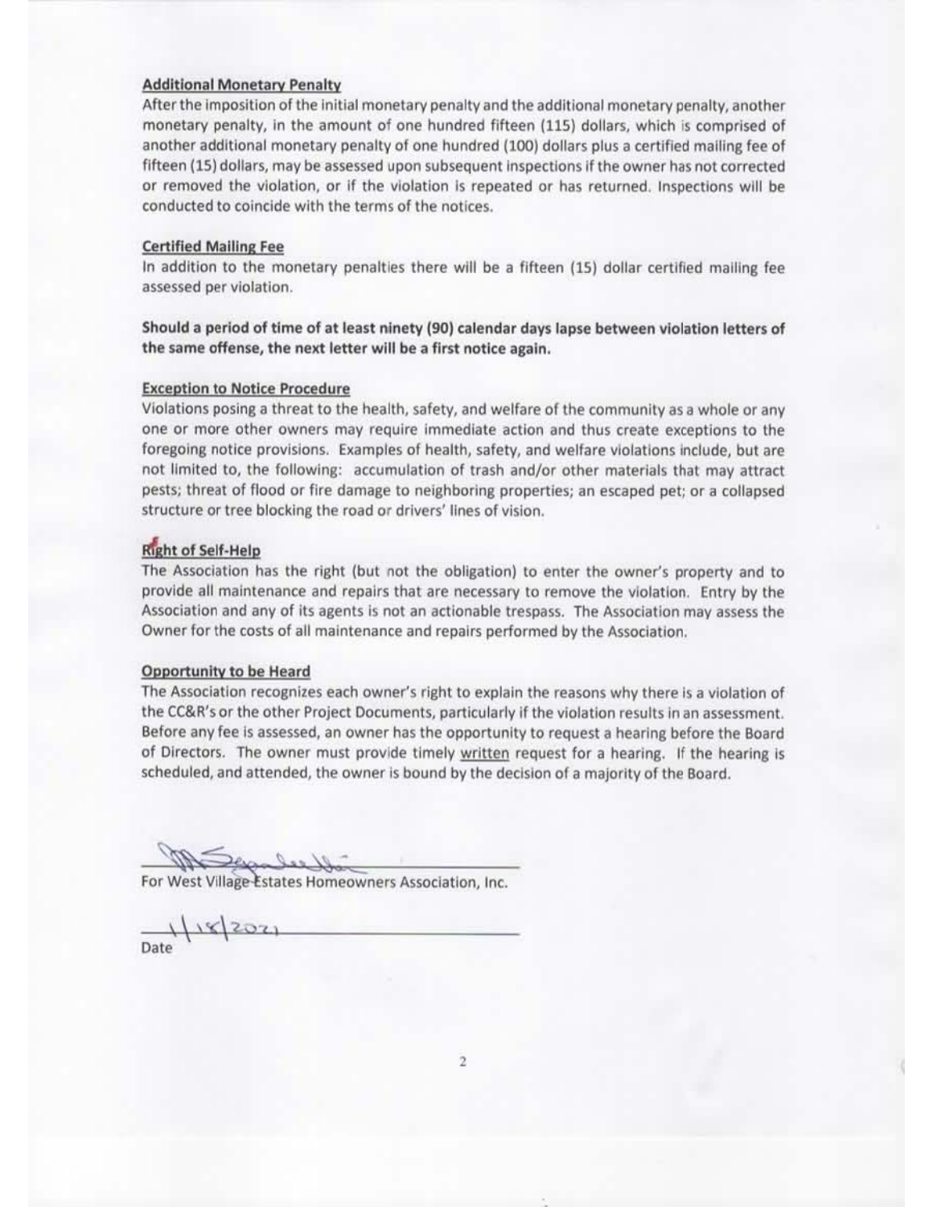**Additional Monetary Penalty**

After the imposition of the initial monetary penalty and the additional monetary penalty, another monetary penalty, in the amount of one hundred fifteen (115) dollars, which is comprised of another additional monetary penalty of one hundred (100) dollars plus a certified mailing fee of fifteen (15) dollars, may be assessed upon subsequent inspections if the owner has not corrected or removed the violation, or if the violation is repeated or has returned. Inspections will be conducted to coincide with the terms of the notices.

**Certified Mailing Fee**

In addition to the monetary penalties there will be a fifteen (15) dollar certified mailing fee assessed per violation.

**Should a period of time of at least ninety (90) calendar days lapse between violation letters of the same offense, the next letter will be a first notice again.**

**Exception to Notice Procedure**

Violations posing a threat to the health, safety, and welfare of the community as a whole or any one or more other owners may require immediate action and thus create exceptions to the foregoing notice provisions. Examples of health, safety, and welfare violations include, but are not limited to, the following: accumulation of trash and/or other materials that may attract pests; threat of flood or fire damage to neighboring properties; an escaped pet; or a collapsed structure or tree blocking the road or drivers' lines of vision.

**Right of Self-Help**

The Association has the right (but not the obligation) to enter the owner's property and to provide all maintenance and repairs that are necessary to remove the violation. Entry by the Association and any of its agents is not an actionable trespass. The Association may assess the Owner for the costs of all maintenance and repairs performed by the Association.

**Opportunity to be Heard**

The Association recognizes each owner's right to explain the reasons why there is a violation of the CC&R's or the other Project Documents, particularly if the violation results in an assessment. Before any fee is assessed, an owner has the opportunity to request a hearing before the Board of Directors. The owner must provide timely written request for a hearing. If the hearing is scheduled, and attended, the owner is bound by the decision of a majority of the Board.

For West Village Estates Homeowners Association, Inc.

1/18/2021

Date